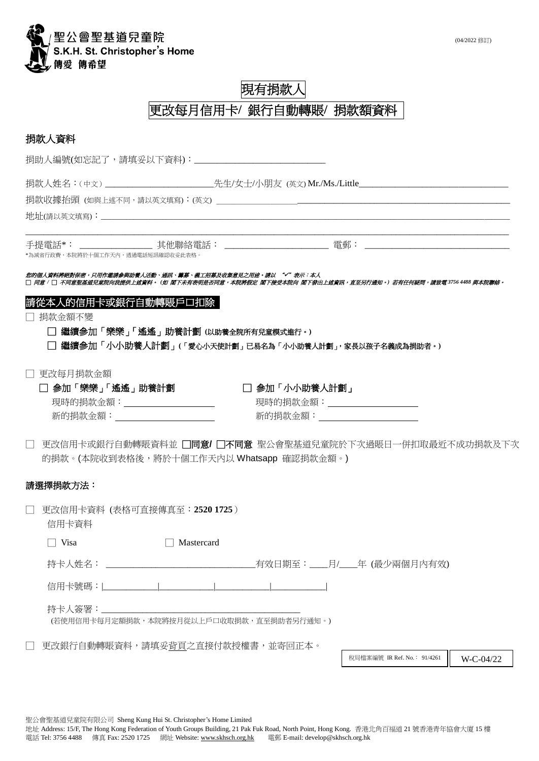聖公會聖基道兒童院
S.K.H. St. Christopher's Home
傳愛 傳希望

(04/2022 修訂)

# 現有捐款人

# 更改每月信用卡/ 銀行自動轉賬/ 捐款額資料

## 捐款人資料

捐助人編號(如忘記了，請填妥以下資料)：______________________________

捐款人姓名：(中文) ________________________先生/女士/小朋友 (英文) Mr./Ms./Little________________________________

捐款收據抬頭 (如與上述不同，請以英文填寫)：(英文) ________________________________________________

地址(請以英文填寫)：________________________________________________________________________________

________________________________________________________________________________________________

手提電話*： ________________ 其他聯絡電話： ______________________ 電郵： ________________________________

*為減省行政費，本院將於十個工作天內，透過電話短訊確認收妥此表格。

***您的個人資料將絕對保密，只用作邀請參與助養人活動、通訊、籌募、義工招募及收集意見之用途。請以 "✓" 表示：本人***
***□ 同意 / □ 不同意聖基道兒童院向我提供上述資料。(如 閣下未有表明是否同意，本院將假定 閣下接受本院向 閣下發出上述資訊，直至另行通知。) 若有任何疑問，請致電 3756 4488 與本院聯絡。***

## 請從本人的信用卡或銀行自動轉賬戶口扣除

□ 捐款金額不變

- □ **繼續參加「樂樂」「遙遙」助養計劃 (以助養全院所有兒童模式進行。)**
- □ **繼續參加「小小助養人計劃」(「愛心小天使計劃」已易名為「小小助養人計劃」，家長以孩子名義成為捐助者。)**

□ 更改每月捐款金額

- □ **參加「樂樂」「遙遙」助養計劃**
  現時的捐款金額：____________________
  新的捐款金額：______________________
- □ **參加「小小助養人計劃」**
  現時的捐款金額：____________________
  新的捐款金額：______________________

□ 更改信用卡或銀行自動轉賬資料並 □**同意/** □**不同意** 聖公會聖基道兒童院於下次過賬日一併扣取最近不成功捐款及下次的捐款。(本院收到表格後，將於十個工作天內以 Whatsapp 確認捐款金額。)

## 請選擇捐款方法：

□ 更改信用卡資料 (表格可直接傳真至：**2520 1725**)

信用卡資料

□ Visa　　□ Mastercard

持卡人姓名： ________________________________有效日期至：____月/____年 (最少兩個月內有效)

信用卡號碼：|____________|____________|____________|____________|

持卡人簽署：____________________________________________

(若使用信用卡每月定額捐款，本院將按月從以上戶口收取捐款，直至捐助者另行通知。)

□ 更改銀行自動轉賬資料，請填妥背頁之直接付款授權書，並寄回正本。

稅局檔案編號 IR Ref. No.： 91/4261　　W-C-04/22

聖公會聖基道兒童院有限公司 Sheng Kung Hui St. Christopher's Home Limited
地址 Address: 15/F, The Hong Kong Federation of Youth Groups Building, 21 Pak Fuk Road, North Point, Hong Kong. 香港北角百福道 21 號香港青年協會大廈 15 樓
電話 Tel: 3756 4488　傳真 Fax: 2520 1725　網址 Website: www.skhsch.org.hk　電郵 E-mail: develop@skhsch.org.hk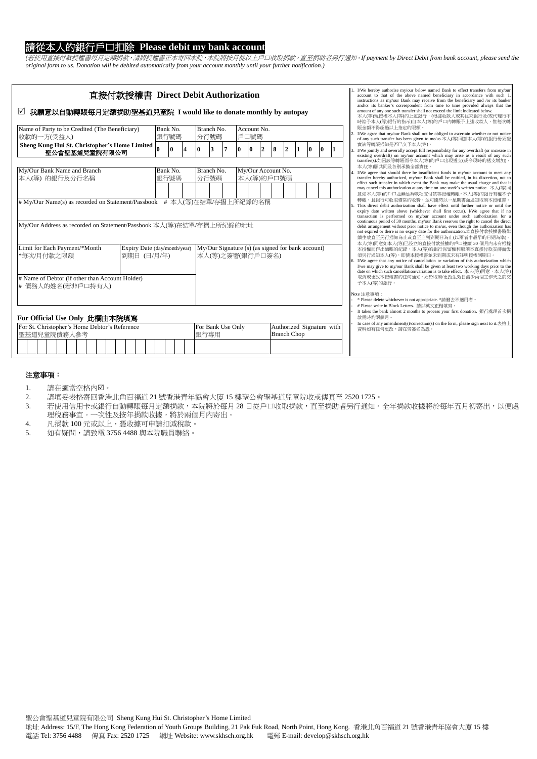# 請從本人的銀行戶口扣除 Please debit my bank account

*(若使用直接付款授權書每月定額捐款，請將授權書正本寄回本院，本院將按月從以上戶口收取捐款，直至捐助者另行通知。If payment by Direct Debit from bank account, please send the original form to us. Donation will be debited automatically from your account monthly until your further notification.)*

## 直接付款授權書 Direct Debit Authorization

☑ **我願意以自動轉賬每月定額捐助聖基道兒童院 I would like to donate monthly by autopay**

| Name of Party to be Credited (The Beneficiary) 收款的一方(受益人) | Bank No. 銀行號碼 | | | Branch No. 分行號碼 | | | Account No. 戶口號碼 | | | | | | | | |
|---|---|---|---|---|---|---|---|---|---|---|---|---|---|---|---|
| **Sheng Kung Hui St. Christopher's Home Limited 聖公會聖基道兒童院有限公司** | 0 | 0 | 4 | 0 | 3 | 7 | 0 | 0 | 2 | 8 | 2 | 1 | 0 | 0 | 1 |

| My/Our Bank Name and Branch 本人(等) 的銀行及分行名稱 | Bank No. 銀行號碼 | Branch No. 分行號碼 | My/Our Account No. 本人(等)的戶口號碼 |
|---|---|---|---|
| | | | |

# My/Our Name(s) as recorded on Statement/Passbook # 本人(等)在結單/存摺上所紀錄的名稱

My/Our Address as recorded on Statement/Passbook 本人(等)在結單/存摺上所紀錄的地址

| Limit for Each Payment/*Month *每次/月付款之限額 | Expiry Date (day/month/year) 到期日 (日/月/年) | My/Our Signature (s) (as signed for bank account) 本人(等)之簽署(銀行戶口簽名) |
|---|---|---|
| # Name of Debtor (if other than Account Holder) # 債務人的姓名(若非戶口持有人) | | |

1. I/We hereby authorize my/our below named Bank to effect transfers from my/our account to that of the above named beneficiary in accordance with such instructions as my/our Bank may receive from the beneficiary and /or its banker and/or its banker's correspondent from time to time provided always that the amount of any one such transfer shall not exceed the limit indicated below. 本人(等)現授權本人(等)的上述銀行，(根據收款人或其往來銀行及/或代理行不時給予本人(等)銀行的指示)自本人(等)的戶口內轉賬予上述收款人，惟每次轉賬金額不得超過以上指定的限額。
2. I/We agree that my/our Bank shall not be obliged to ascertain whether or not notice of any such transfer has been given to me/us.本人(等)同意本人(等)的銀行毋須證實該等轉賬通知是否已交予本人(等)。
3. I/We jointly and severally accept full responsibility for any overdraft (or increase in existing overdraft) on my/our account which may arise as a result of any such transfer(s).如因該等轉賬而令本人(等)的戶口出現透支(或令現時的透支增加)，本人(等)願共同及各別承擔全部責任。
4. I/We agree that should there be insufficient funds in my/our account to meet any transfer hereby authorized, my/our Bank shall be entitled, in its discretion, not to effect such transfer in which event the Bank may make the usual charge and that it may cancel this authorization at any time on one week's written notice. 本人(等)同意如本人(等)的戶口並無足夠款項支付該等授權轉賬，本人(等)的銀行有權不予轉賬，且銀行可收取慣常的收費，並可隨時以一星期書面通知取消本授權書。
5. This direct debit authorization shall have effect until further notice or until the expiry date written above (whichever shall first occur). I/We agree that if no transaction is performed on my/our account under such authorization for a continuous period of 30 months, my/our Bank reserves the right to cancel the direct debit arrangement without prior notice to me/us, even though the authorization has not expired or there is no expiry date for the authorization.本直接付款授權書將繼續生效直至另行通知為止或直至上列到期日為止(以兩者中最早的日期為準)。本人(等)同意如本人(等)已設立的直接付款授權的戶口連續 30 個月內未有根據本授權而作出過賬的紀錄，本人(等)的銀行保留權利取消本直接付款安排而毋須另行通知本人(等)，即使本授權書並未到期或未有註明授權到期日。
6. I/We agree that any notice of cancellation or variation of this authorization which I/we may give to my/our Bank shall be given at least two working days prior to the date on which such cancellation/variation is to take effect. 本人(等)同意，本人(等)取消或更改本授權書的任何通知，須於取消/更改生效日最少兩個工作天之前交予本人(等)的銀行。

Note 注意事項：
- * Please delete whichever is not appropriate. *請刪去不適用者。
- # Please write in Block Letters. 請以英文正楷填寫。
- It takes the bank almost 2 months to process your first donation. 銀行處理首次捐款需時約兩個月。
- In case of any amendment(s)/correction(s) on the form, please sign next to it.表格上資料如有任何更改，請在旁簽名為憑。

### For Official Use Only 此欄由本院填寫

| For St. Christopher's Home Debtor's Reference 聖基道兒童院債務人參考 | For Bank Use Only 銀行專用 | Authorized Signature with Branch Chop |
|---|---|---|
| | | |

**注意事項：**

1. 請在適當空格內☑。
2. 請填妥表格寄回香港北角百福道 21 號香港青年協會大廈 15 樓聖公會聖基道兒童院收或傳真至 2520 1725。
3. 若使用信用卡或銀行自動轉賬每月定額捐款，本院將於每月 28 日從戶口收取捐款，直至捐助者另行通知。全年捐款收據將於每年五月初寄出，以便處理稅務事宜。一次性及按年捐款收據，將於兩個月內寄出。
4. 凡捐款 100 元或以上，憑收據可申請扣減稅款。
5. 如有疑問，請致電 3756 4488 與本院職員聯絡。

聖公會聖基道兒童院有限公司 Sheng Kung Hui St. Christopher's Home Limited
地址 Address: 15/F, The Hong Kong Federation of Youth Groups Building, 21 Pak Fuk Road, North Point, Hong Kong. 香港北角百福道 21 號香港青年協會大廈 15 樓
電話 Tel: 3756 4488 傳真 Fax: 2520 1725 網址 Website: www.skhsch.org.hk 電郵 E-mail: develop@skhsch.org.hk